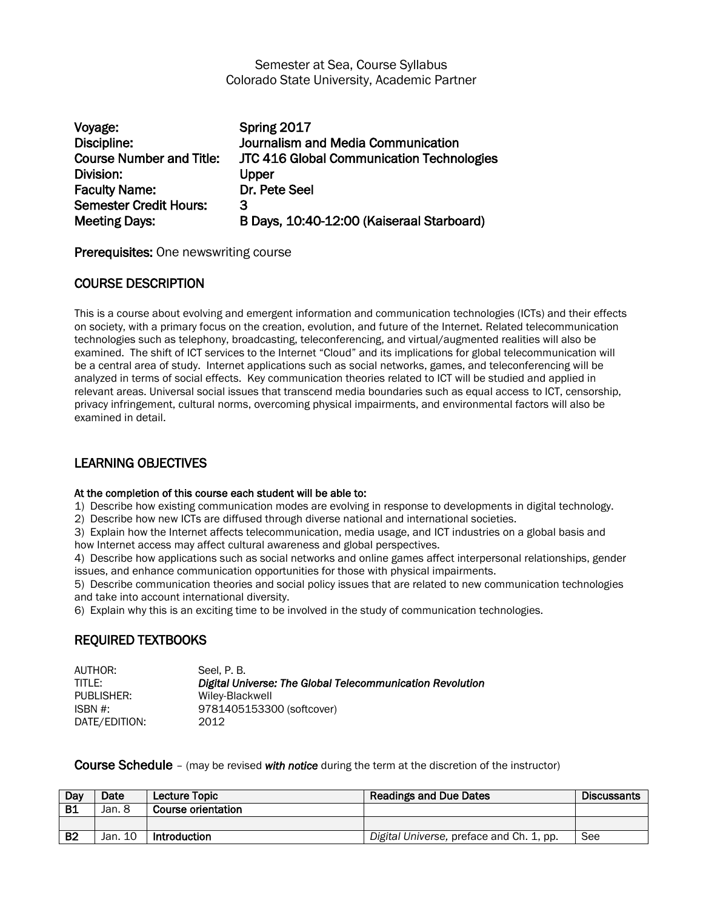Semester at Sea, Course Syllabus
Colorado State University, Academic Partner

**Voyage:** Spring 2017
**Discipline:** Journalism and Media Communication
**Course Number and Title:** JTC 416 Global Communication Technologies
**Division:** Upper
**Faculty Name:** Dr. Pete Seel
**Semester Credit Hours:** 3
**Meeting Days:** B Days, 10:40-12:00 (Kaiseraal Starboard)

**Prerequisites:** One newswriting course

## COURSE DESCRIPTION

This is a course about evolving and emergent information and communication technologies (ICTs) and their effects on society, with a primary focus on the creation, evolution, and future of the Internet. Related telecommunication technologies such as telephony, broadcasting, teleconferencing, and virtual/augmented realities will also be examined. The shift of ICT services to the Internet "Cloud" and its implications for global telecommunication will be a central area of study. Internet applications such as social networks, games, and teleconferencing will be analyzed in terms of social effects. Key communication theories related to ICT will be studied and applied in relevant areas. Universal social issues that transcend media boundaries such as equal access to ICT, censorship, privacy infringement, cultural norms, overcoming physical impairments, and environmental factors will also be examined in detail.

## LEARNING OBJECTIVES

**At the completion of this course each student will be able to:**

1) Describe how existing communication modes are evolving in response to developments in digital technology.
2) Describe how new ICTs are diffused through diverse national and international societies.
3) Explain how the Internet affects telecommunication, media usage, and ICT industries on a global basis and how Internet access may affect cultural awareness and global perspectives.
4) Describe how applications such as social networks and online games affect interpersonal relationships, gender issues, and enhance communication opportunities for those with physical impairments.
5) Describe communication theories and social policy issues that are related to new communication technologies and take into account international diversity.
6) Explain why this is an exciting time to be involved in the study of communication technologies.

## REQUIRED TEXTBOOKS

AUTHOR: Seel, P. B.
TITLE: ***Digital Universe: The Global Telecommunication Revolution***
PUBLISHER: Wiley-Blackwell
ISBN #: 9781405153300 (softcover)
DATE/EDITION: 2012

**Course Schedule** – (may be revised ***with notice*** during the term at the discretion of the instructor)

| Day | Date | Lecture Topic | Readings and Due Dates | Discussants |
|---|---|---|---|---|
| **B1** | Jan. 8 | **Course orientation** | | |
| | | | | |
| **B2** | Jan. 10 | **Introduction** | *Digital Universe,* preface and Ch. 1, pp. | See |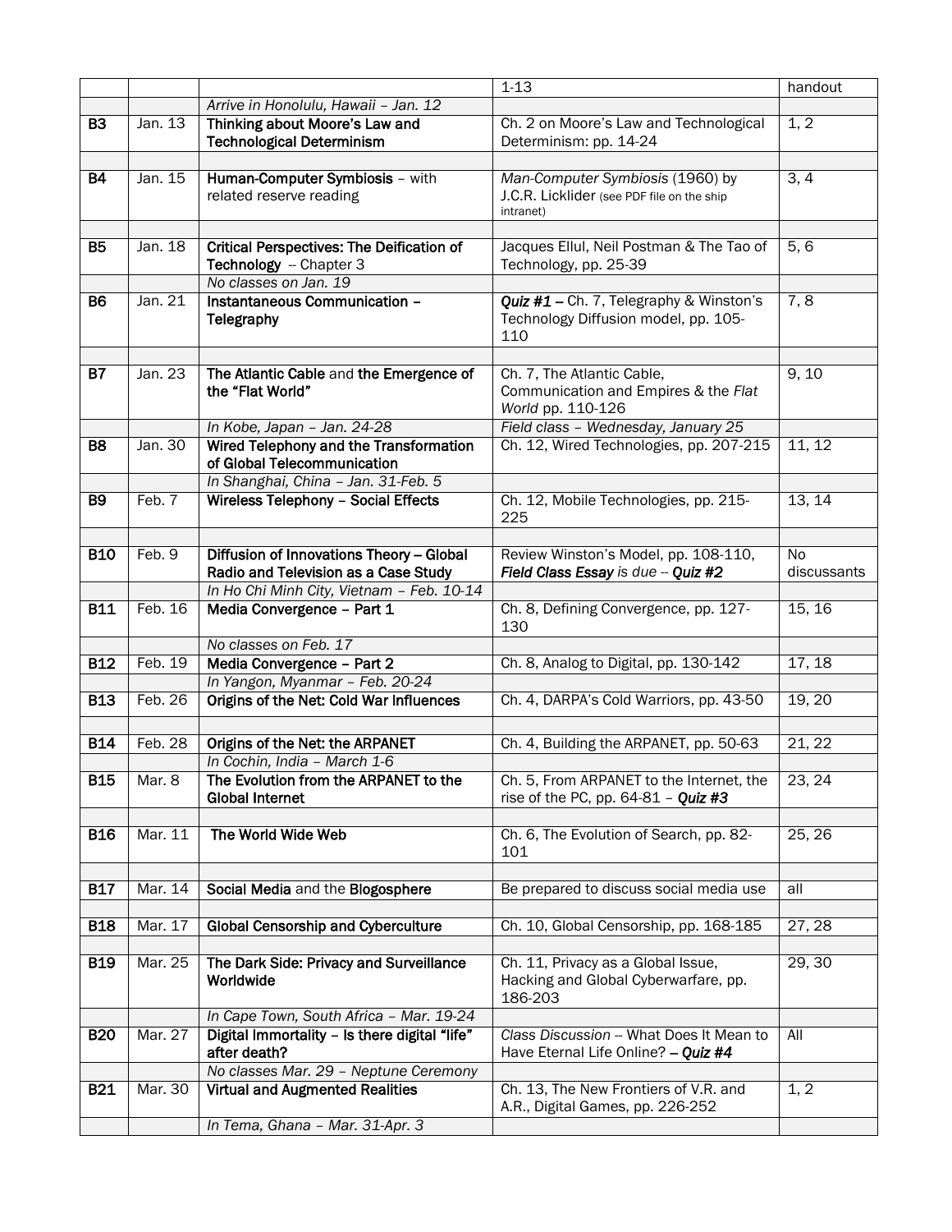| | | | 1-13 | handout |
|---|---|---|---|---|
| | | *Arrive in Honolulu, Hawaii – Jan. 12* | | |
| **B3** | Jan. 13 | **Thinking about Moore's Law and Technological Determinism** | Ch. 2 on Moore's Law and Technological Determinism: pp. 14-24 | 1, 2 |
| | | | | |
| **B4** | Jan. 15 | **Human-Computer Symbiosis** – with related reserve reading | *Man-Computer Symbiosis* (1960) by J.C.R. Licklider (see PDF file on the ship intranet) | 3, 4 |
| | | | | |
| **B5** | Jan. 18 | **Critical Perspectives: The Deification of Technology** -- Chapter 3 | Jacques Ellul, Neil Postman & The Tao of Technology, pp. 25-39 | 5, 6 |
| | | *No classes on Jan. 19* | | |
| **B6** | Jan. 21 | **Instantaneous Communication – Telegraphy** | ***Quiz #1*** **–** Ch. 7, Telegraphy & Winston's Technology Diffusion model, pp. 105-110 | 7, 8 |
| | | | | |
| **B7** | Jan. 23 | **The Atlantic Cable** and **the Emergence of the "Flat World"** | Ch. 7, The Atlantic Cable, Communication and Empires & the *Flat World* pp. 110-126 | 9, 10 |
| | | *In Kobe, Japan – Jan. 24-28* | *Field class – Wednesday, January 25* | |
| **B8** | Jan. 30 | **Wired Telephony and the Transformation of Global Telecommunication** | Ch. 12, Wired Technologies, pp. 207-215 | 11, 12 |
| | | *In Shanghai, China – Jan. 31-Feb. 5* | | |
| **B9** | Feb. 7 | **Wireless Telephony – Social Effects** | Ch. 12, Mobile Technologies, pp. 215-225 | 13, 14 |
| | | | | |
| **B10** | Feb. 9 | **Diffusion of Innovations Theory – Global Radio and Television as a Case Study** | Review Winston's Model, pp. 108-110, ***Field Class Essay*** *is due* -- ***Quiz #2*** | No discussants |
| | | *In Ho Chi Minh City, Vietnam – Feb. 10-14* | | |
| **B11** | Feb. 16 | **Media Convergence – Part 1** | Ch. 8, Defining Convergence, pp. 127-130 | 15, 16 |
| | | *No classes on Feb. 17* | | |
| **B12** | Feb. 19 | **Media Convergence – Part 2** | Ch. 8, Analog to Digital, pp. 130-142 | 17, 18 |
| | | *In Yangon, Myanmar – Feb. 20-24* | | |
| **B13** | Feb. 26 | **Origins of the Net: Cold War Influences** | Ch. 4, DARPA's Cold Warriors, pp. 43-50 | 19, 20 |
| | | | | |
| **B14** | Feb. 28 | **Origins of the Net: the ARPANET** | Ch. 4, Building the ARPANET, pp. 50-63 | 21, 22 |
| | | *In Cochin, India – March 1-6* | | |
| **B15** | Mar. 8 | **The Evolution from the ARPANET to the Global Internet** | Ch. 5, From ARPANET to the Internet, the rise of the PC, pp. 64-81 – ***Quiz #3*** | 23, 24 |
| | | | | |
| **B16** | Mar. 11 | **The World Wide Web** | Ch. 6, The Evolution of Search, pp. 82-101 | 25, 26 |
| | | | | |
| **B17** | Mar. 14 | **Social Media** and the **Blogosphere** | Be prepared to discuss social media use | all |
| | | | | |
| **B18** | Mar. 17 | **Global Censorship and Cyberculture** | Ch. 10, Global Censorship, pp. 168-185 | 27, 28 |
| | | | | |
| **B19** | Mar. 25 | **The Dark Side: Privacy and Surveillance Worldwide** | Ch. 11, Privacy as a Global Issue, Hacking and Global Cyberwarfare, pp. 186-203 | 29, 30 |
| | | *In Cape Town, South Africa – Mar. 19-24* | | |
| **B20** | Mar. 27 | **Digital Immortality – Is there digital "life" after death?** | *Class Discussion* -- What Does It Mean to Have Eternal Life Online? **–** ***Quiz #4*** | All |
| | | *No classes Mar. 29 – Neptune Ceremony* | | |
| **B21** | Mar. 30 | **Virtual and Augmented Realities** | Ch. 13, The New Frontiers of V.R. and A.R., Digital Games, pp. 226-252 | 1, 2 |
| | | *In Tema, Ghana – Mar. 31-Apr. 3* | | |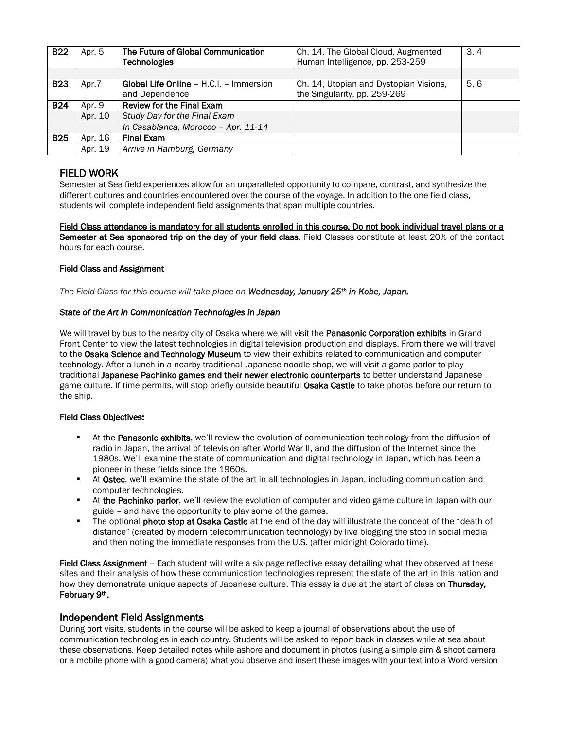| B22 | Apr. 5 | **The Future of Global Communication Technologies** | Ch. 14, The Global Cloud, Augmented Human Intelligence, pp. 253-259 | 3, 4 |
|---|---|---|---|---|
| | | | | |
| B23 | Apr.7 | **Global Life Online** – H.C.I. – Immersion and Dependence | Ch. 14, Utopian and Dystopian Visions, the Singularity, pp. 259-269 | 5, 6 |
| B24 | Apr. 9 | **Review for the Final Exam** | | |
| | Apr. 10 | *Study Day for the Final Exam* | | |
| | | *In Casablanca, Morocco – Apr. 11-14* | | |
| B25 | Apr. 16 | **Final Exam** | | |
| | Apr. 19 | *Arrive in Hamburg, Germany* | | |

## FIELD WORK

Semester at Sea field experiences allow for an unparalleled opportunity to compare, contrast, and synthesize the different cultures and countries encountered over the course of the voyage. In addition to the one field class, students will complete independent field assignments that span multiple countries.

**Field Class attendance is mandatory for all students enrolled in this course. Do not book individual travel plans or a Semester at Sea sponsored trip on the day of your field class.** Field Classes constitute at least 20% of the contact hours for each course.

### Field Class and Assignment

*The Field Class for this course will take place on **Wednesday, January 25th in Kobe, Japan.***

***State of the Art in Communication Technologies in Japan***

We will travel by bus to the nearby city of Osaka where we will visit the **Panasonic Corporation exhibits** in Grand Front Center to view the latest technologies in digital television production and displays. From there we will travel to the **Osaka Science and Technology Museum** to view their exhibits related to communication and computer technology. After a lunch in a nearby traditional Japanese noodle shop, we will visit a game parlor to play traditional **Japanese Pachinko games and their newer electronic counterparts** to better understand Japanese game culture. If time permits, will stop briefly outside beautiful **Osaka Castle** to take photos before our return to the ship.

**Field Class Objectives:**

- At the **Panasonic exhibits**, we'll review the evolution of communication technology from the diffusion of radio in Japan, the arrival of television after World War II, and the diffusion of the Internet since the 1980s. We'll examine the state of communication and digital technology in Japan, which has been a pioneer in these fields since the 1960s.
- At **Ostec**, we'll examine the state of the art in all technologies in Japan, including communication and computer technologies.
- At **the Pachinko parlor**, we'll review the evolution of computer and video game culture in Japan with our guide – and have the opportunity to play some of the games.
- The optional **photo stop at Osaka Castle** at the end of the day will illustrate the concept of the "death of distance" (created by modern telecommunication technology) by live blogging the stop in social media and then noting the immediate responses from the U.S. (after midnight Colorado time).

**Field Class Assignment** – Each student will write a six-page reflective essay detailing what they observed at these sites and their analysis of how these communication technologies represent the state of the art in this nation and how they demonstrate unique aspects of Japanese culture. This essay is due at the start of class on **Thursday, February 9th.**

### Independent Field Assignments

During port visits, students in the course will be asked to keep a journal of observations about the use of communication technologies in each country. Students will be asked to report back in classes while at sea about these observations. Keep detailed notes while ashore and document in photos (using a simple aim & shoot camera or a mobile phone with a good camera) what you observe and insert these images with your text into a Word version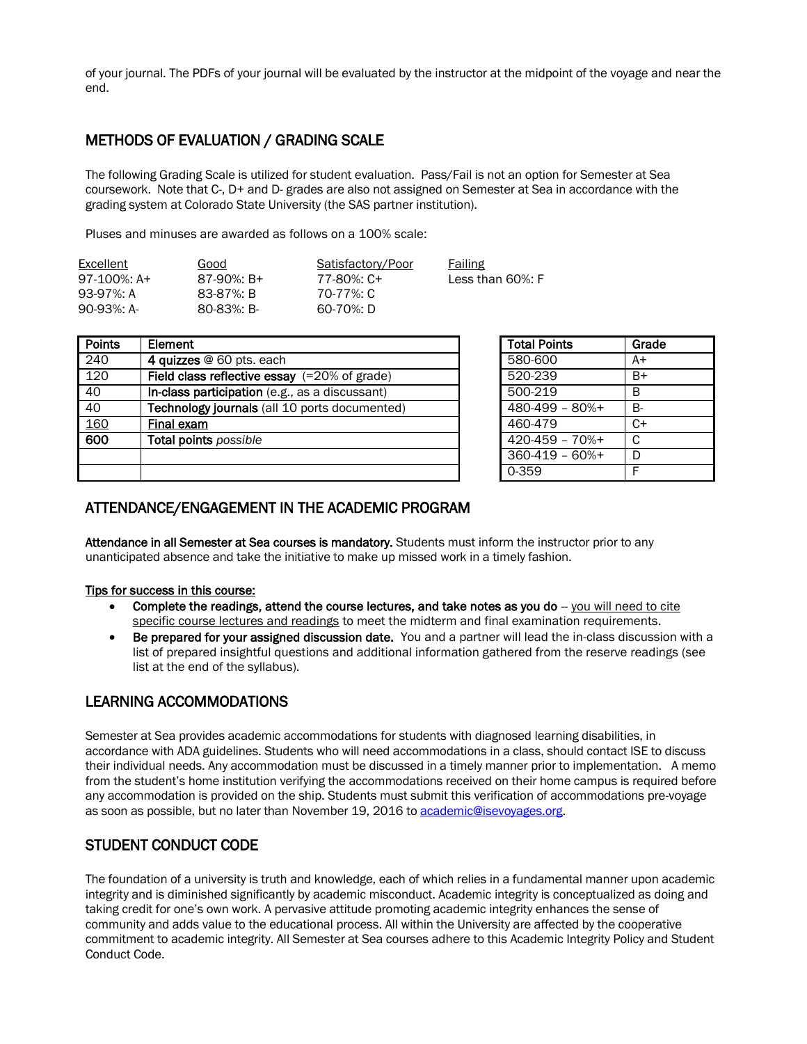of your journal. The PDFs of your journal will be evaluated by the instructor at the midpoint of the voyage and near the end.

## METHODS OF EVALUATION / GRADING SCALE

The following Grading Scale is utilized for student evaluation. Pass/Fail is not an option for Semester at Sea coursework. Note that C-, D+ and D- grades are also not assigned on Semester at Sea in accordance with the grading system at Colorado State University (the SAS partner institution).

Pluses and minuses are awarded as follows on a 100% scale:

| Excellent | Good | Satisfactory/Poor | Failing |
|---|---|---|---|
| 97-100%: A+ | 87-90%: B+ | 77-80%: C+ | Less than 60%: F |
| 93-97%: A | 83-87%: B | 70-77%: C | |
| 90-93%: A- | 80-83%: B- | 60-70%: D | |

| Points | Element |
|---|---|
| 240 | **4 quizzes** @ 60 pts. each |
| 120 | **Field class reflective essay** (=20% of grade) |
| 40 | **In-class participation** (e.g., as a discussant) |
| 40 | **Technology journals** (all 10 ports documented) |
| 160 | **Final exam** |
| **600** | Total points *possible* |
| | |
| | |

| Total Points | Grade |
|---|---|
| 580-600 | A+ |
| 520-239 | B+ |
| 500-219 | B |
| 480-499 – 80%+ | B- |
| 460-479 | C+ |
| 420-459 – 70%+ | C |
| 360-419 – 60%+ | D |
| 0-359 | F |

## ATTENDANCE/ENGAGEMENT IN THE ACADEMIC PROGRAM

**Attendance in all Semester at Sea courses is mandatory.** Students must inform the instructor prior to any unanticipated absence and take the initiative to make up missed work in a timely fashion.

**Tips for success in this course:**

- **Complete the readings, attend the course lectures, and take notes as you do** -- you will need to cite specific course lectures and readings to meet the midterm and final examination requirements.
- **Be prepared for your assigned discussion date.** You and a partner will lead the in-class discussion with a list of prepared insightful questions and additional information gathered from the reserve readings (see list at the end of the syllabus).

## LEARNING ACCOMMODATIONS

Semester at Sea provides academic accommodations for students with diagnosed learning disabilities, in accordance with ADA guidelines. Students who will need accommodations in a class, should contact ISE to discuss their individual needs. Any accommodation must be discussed in a timely manner prior to implementation. A memo from the student's home institution verifying the accommodations received on their home campus is required before any accommodation is provided on the ship. Students must submit this verification of accommodations pre-voyage as soon as possible, but no later than November 19, 2016 to academic@isevoyages.org.

## STUDENT CONDUCT CODE

The foundation of a university is truth and knowledge, each of which relies in a fundamental manner upon academic integrity and is diminished significantly by academic misconduct. Academic integrity is conceptualized as doing and taking credit for one's own work. A pervasive attitude promoting academic integrity enhances the sense of community and adds value to the educational process. All within the University are affected by the cooperative commitment to academic integrity. All Semester at Sea courses adhere to this Academic Integrity Policy and Student Conduct Code.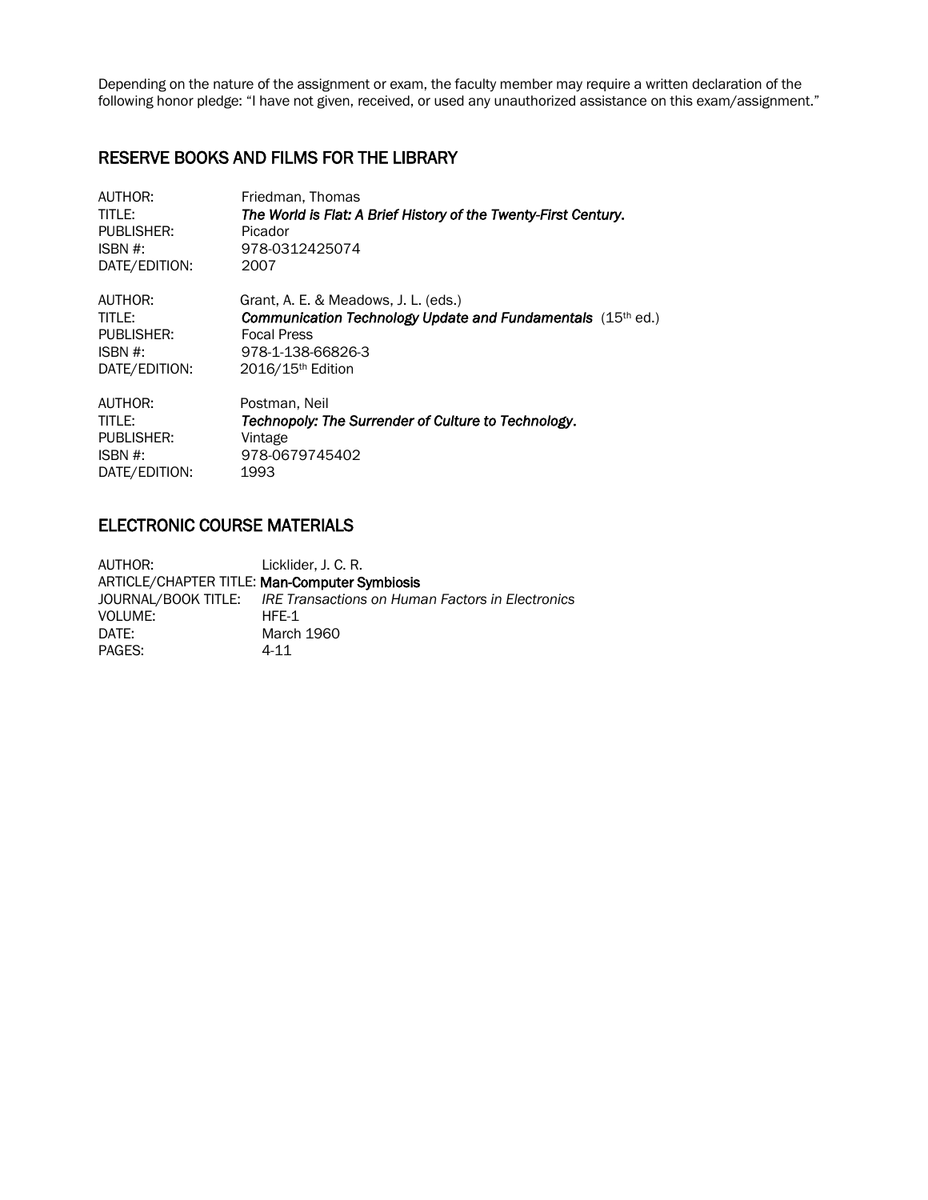Depending on the nature of the assignment or exam, the faculty member may require a written declaration of the following honor pledge: "I have not given, received, or used any unauthorized assistance on this exam/assignment."

## RESERVE BOOKS AND FILMS FOR THE LIBRARY

AUTHOR: Friedman, Thomas
TITLE: ***The World is Flat: A Brief History of the Twenty-First Century.***
PUBLISHER: Picador
ISBN #: 978-0312425074
DATE/EDITION: 2007

AUTHOR: Grant, A. E. & Meadows, J. L. (eds.)
TITLE: ***Communication Technology Update and Fundamentals*** (15th ed.)
PUBLISHER: Focal Press
ISBN #: 978-1-138-66826-3
DATE/EDITION: 2016/15th Edition

AUTHOR: Postman, Neil
TITLE: ***Technopoly: The Surrender of Culture to Technology.***
PUBLISHER: Vintage
ISBN #: 978-0679745402
DATE/EDITION: 1993

## ELECTRONIC COURSE MATERIALS

AUTHOR: Licklider, J. C. R.
ARTICLE/CHAPTER TITLE: Man-Computer Symbiosis
JOURNAL/BOOK TITLE: *IRE Transactions on Human Factors in Electronics*
VOLUME: HFE-1
DATE: March 1960
PAGES: 4-11